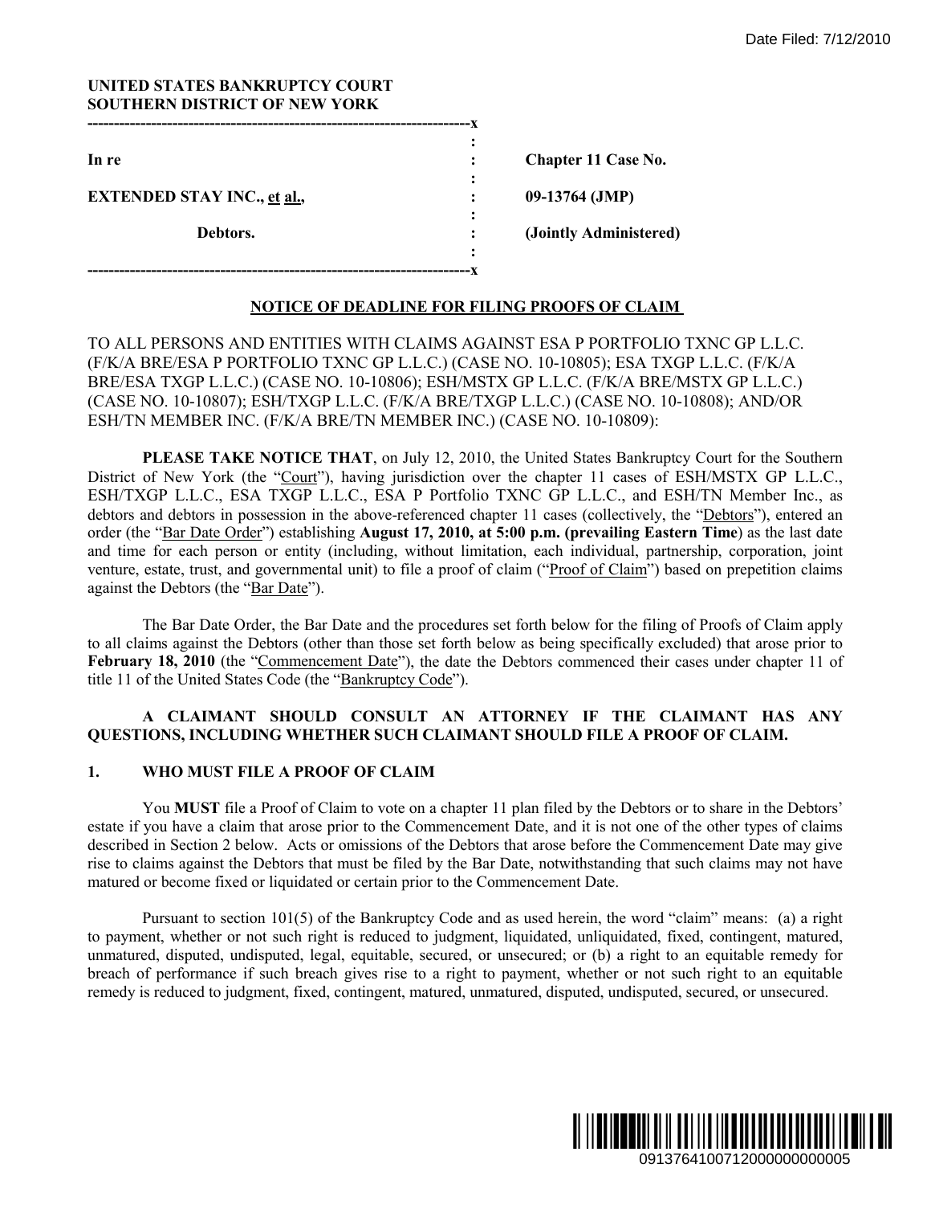**UNITED STATES BANKRUPTCY COURT**
**SOUTHERN DISTRICT OF NEW YORK**

| | | |
|---|---|---|
| In re | : | Chapter 11 Case No. |
| EXTENDED STAY INC., et al., | : | 09-13764 (JMP) |
| Debtors. | : | (Jointly Administered) |

## NOTICE OF DEADLINE FOR FILING PROOFS OF CLAIM

TO ALL PERSONS AND ENTITIES WITH CLAIMS AGAINST ESA P PORTFOLIO TXNC GP L.L.C. (F/K/A BRE/ESA P PORTFOLIO TXNC GP L.L.C.) (CASE NO. 10-10805); ESA TXGP L.L.C. (F/K/A BRE/ESA TXGP L.L.C.) (CASE NO. 10-10806); ESH/MSTX GP L.L.C. (F/K/A BRE/MSTX GP L.L.C.) (CASE NO. 10-10807); ESH/TXGP L.L.C. (F/K/A BRE/TXGP L.L.C.) (CASE NO. 10-10808); AND/OR ESH/TN MEMBER INC. (F/K/A BRE/TN MEMBER INC.) (CASE NO. 10-10809):

**PLEASE TAKE NOTICE THAT**, on July 12, 2010, the United States Bankruptcy Court for the Southern District of New York (the "Court"), having jurisdiction over the chapter 11 cases of ESH/MSTX GP L.L.C., ESH/TXGP L.L.C., ESA TXGP L.L.C., ESA P Portfolio TXNC GP L.L.C., and ESH/TN Member Inc., as debtors and debtors in possession in the above-referenced chapter 11 cases (collectively, the "Debtors"), entered an order (the "Bar Date Order") establishing **August 17, 2010, at 5:00 p.m. (prevailing Eastern Time)** as the last date and time for each person or entity (including, without limitation, each individual, partnership, corporation, joint venture, estate, trust, and governmental unit) to file a proof of claim ("Proof of Claim") based on prepetition claims against the Debtors (the "Bar Date").

The Bar Date Order, the Bar Date and the procedures set forth below for the filing of Proofs of Claim apply to all claims against the Debtors (other than those set forth below as being specifically excluded) that arose prior to **February 18, 2010** (the "Commencement Date"), the date the Debtors commenced their cases under chapter 11 of title 11 of the United States Code (the "Bankruptcy Code").

**A CLAIMANT SHOULD CONSULT AN ATTORNEY IF THE CLAIMANT HAS ANY QUESTIONS, INCLUDING WHETHER SUCH CLAIMANT SHOULD FILE A PROOF OF CLAIM.**

### 1. WHO MUST FILE A PROOF OF CLAIM

You **MUST** file a Proof of Claim to vote on a chapter 11 plan filed by the Debtors or to share in the Debtors' estate if you have a claim that arose prior to the Commencement Date, and it is not one of the other types of claims described in Section 2 below. Acts or omissions of the Debtors that arose before the Commencement Date may give rise to claims against the Debtors that must be filed by the Bar Date, notwithstanding that such claims may not have matured or become fixed or liquidated or certain prior to the Commencement Date.

Pursuant to section 101(5) of the Bankruptcy Code and as used herein, the word "claim" means: (a) a right to payment, whether or not such right is reduced to judgment, liquidated, unliquidated, fixed, contingent, matured, unmatured, disputed, undisputed, legal, equitable, secured, or unsecured; or (b) a right to an equitable remedy for breach of performance if such breach gives rise to a right to payment, whether or not such right to an equitable remedy is reduced to judgment, fixed, contingent, matured, unmatured, disputed, undisputed, secured, or unsecured.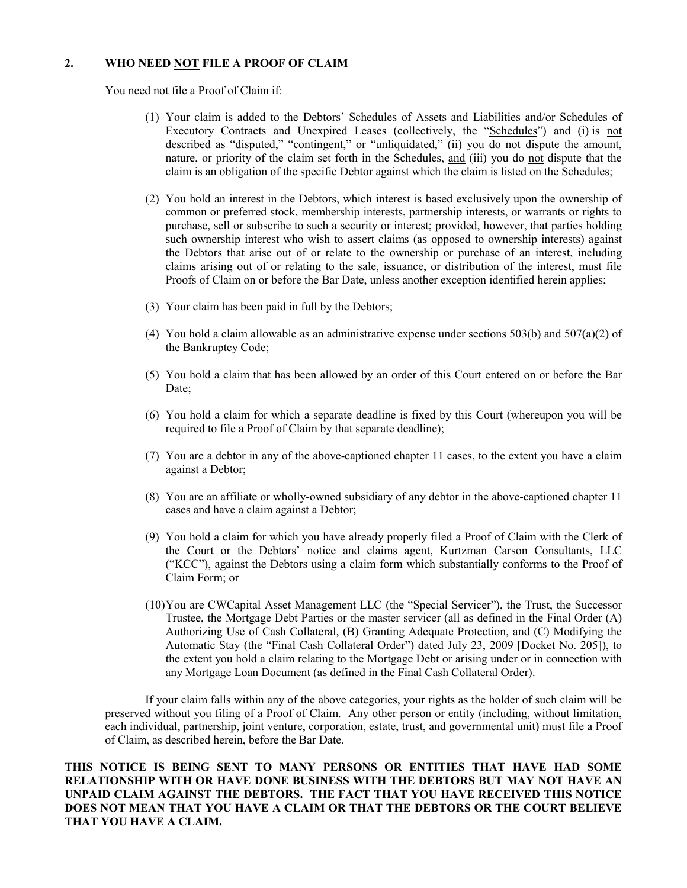## 2. WHO NEED NOT FILE A PROOF OF CLAIM

You need not file a Proof of Claim if:

(1) Your claim is added to the Debtors' Schedules of Assets and Liabilities and/or Schedules of Executory Contracts and Unexpired Leases (collectively, the "Schedules") and (i) is not described as "disputed," "contingent," or "unliquidated," (ii) you do not dispute the amount, nature, or priority of the claim set forth in the Schedules, and (iii) you do not dispute that the claim is an obligation of the specific Debtor against which the claim is listed on the Schedules;

(2) You hold an interest in the Debtors, which interest is based exclusively upon the ownership of common or preferred stock, membership interests, partnership interests, or warrants or rights to purchase, sell or subscribe to such a security or interest; provided, however, that parties holding such ownership interest who wish to assert claims (as opposed to ownership interests) against the Debtors that arise out of or relate to the ownership or purchase of an interest, including claims arising out of or relating to the sale, issuance, or distribution of the interest, must file Proofs of Claim on or before the Bar Date, unless another exception identified herein applies;

(3) Your claim has been paid in full by the Debtors;

(4) You hold a claim allowable as an administrative expense under sections 503(b) and 507(a)(2) of the Bankruptcy Code;

(5) You hold a claim that has been allowed by an order of this Court entered on or before the Bar Date;

(6) You hold a claim for which a separate deadline is fixed by this Court (whereupon you will be required to file a Proof of Claim by that separate deadline);

(7) You are a debtor in any of the above-captioned chapter 11 cases, to the extent you have a claim against a Debtor;

(8) You are an affiliate or wholly-owned subsidiary of any debtor in the above-captioned chapter 11 cases and have a claim against a Debtor;

(9) You hold a claim for which you have already properly filed a Proof of Claim with the Clerk of the Court or the Debtors' notice and claims agent, Kurtzman Carson Consultants, LLC ("KCC"), against the Debtors using a claim form which substantially conforms to the Proof of Claim Form; or

(10) You are CWCapital Asset Management LLC (the "Special Servicer"), the Trust, the Successor Trustee, the Mortgage Debt Parties or the master servicer (all as defined in the Final Order (A) Authorizing Use of Cash Collateral, (B) Granting Adequate Protection, and (C) Modifying the Automatic Stay (the "Final Cash Collateral Order") dated July 23, 2009 [Docket No. 205]), to the extent you hold a claim relating to the Mortgage Debt or arising under or in connection with any Mortgage Loan Document (as defined in the Final Cash Collateral Order).

If your claim falls within any of the above categories, your rights as the holder of such claim will be preserved without you filing of a Proof of Claim. Any other person or entity (including, without limitation, each individual, partnership, joint venture, corporation, estate, trust, and governmental unit) must file a Proof of Claim, as described herein, before the Bar Date.

**THIS NOTICE IS BEING SENT TO MANY PERSONS OR ENTITIES THAT HAVE HAD SOME RELATIONSHIP WITH OR HAVE DONE BUSINESS WITH THE DEBTORS BUT MAY NOT HAVE AN UNPAID CLAIM AGAINST THE DEBTORS. THE FACT THAT YOU HAVE RECEIVED THIS NOTICE DOES NOT MEAN THAT YOU HAVE A CLAIM OR THAT THE DEBTORS OR THE COURT BELIEVE THAT YOU HAVE A CLAIM.**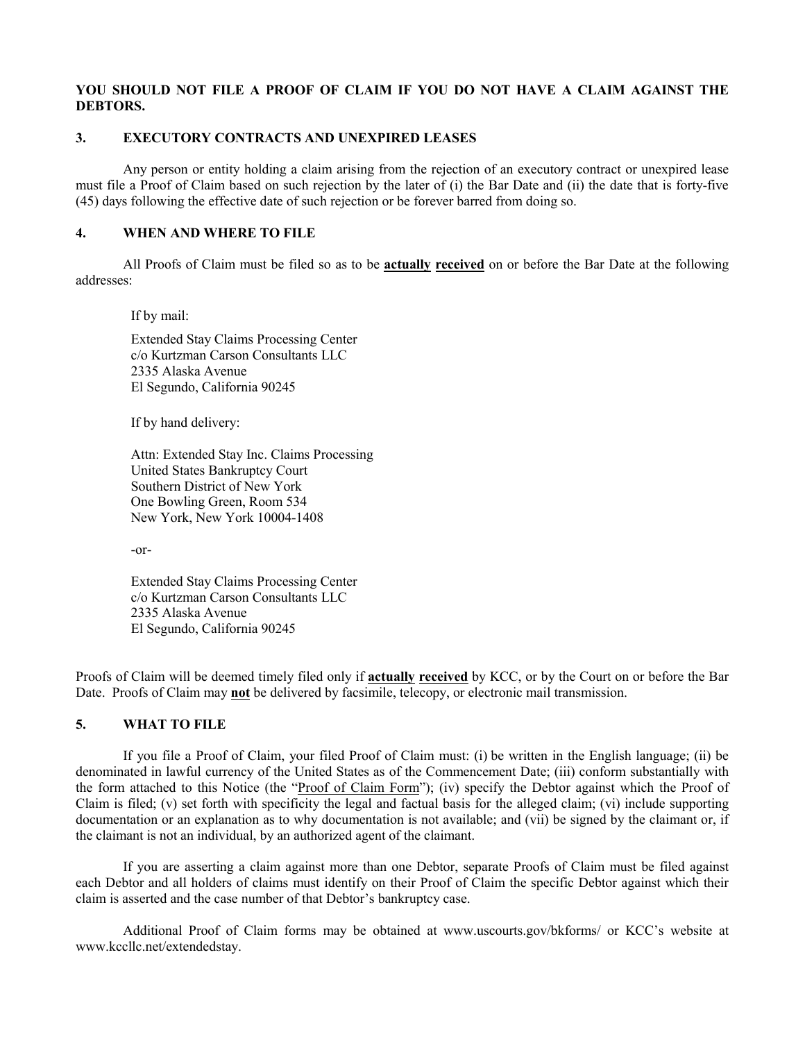**YOU SHOULD NOT FILE A PROOF OF CLAIM IF YOU DO NOT HAVE A CLAIM AGAINST THE DEBTORS.**

## 3. EXECUTORY CONTRACTS AND UNEXPIRED LEASES

Any person or entity holding a claim arising from the rejection of an executory contract or unexpired lease must file a Proof of Claim based on such rejection by the later of (i) the Bar Date and (ii) the date that is forty-five (45) days following the effective date of such rejection or be forever barred from doing so.

## 4. WHEN AND WHERE TO FILE

All Proofs of Claim must be filed so as to be **actually received** on or before the Bar Date at the following addresses:

If by mail:

Extended Stay Claims Processing Center
c/o Kurtzman Carson Consultants LLC
2335 Alaska Avenue
El Segundo, California 90245

If by hand delivery:

Attn: Extended Stay Inc. Claims Processing
United States Bankruptcy Court
Southern District of New York
One Bowling Green, Room 534
New York, New York 10004-1408

-or-

Extended Stay Claims Processing Center
c/o Kurtzman Carson Consultants LLC
2335 Alaska Avenue
El Segundo, California 90245

Proofs of Claim will be deemed timely filed only if **actually received** by KCC, or by the Court on or before the Bar Date. Proofs of Claim may **not** be delivered by facsimile, telecopy, or electronic mail transmission.

## 5. WHAT TO FILE

If you file a Proof of Claim, your filed Proof of Claim must: (i) be written in the English language; (ii) be denominated in lawful currency of the United States as of the Commencement Date; (iii) conform substantially with the form attached to this Notice (the "Proof of Claim Form"); (iv) specify the Debtor against which the Proof of Claim is filed; (v) set forth with specificity the legal and factual basis for the alleged claim; (vi) include supporting documentation or an explanation as to why documentation is not available; and (vii) be signed by the claimant or, if the claimant is not an individual, by an authorized agent of the claimant.

If you are asserting a claim against more than one Debtor, separate Proofs of Claim must be filed against each Debtor and all holders of claims must identify on their Proof of Claim the specific Debtor against which their claim is asserted and the case number of that Debtor's bankruptcy case.

Additional Proof of Claim forms may be obtained at www.uscourts.gov/bkforms/ or KCC's website at www.kccllc.net/extendedstay.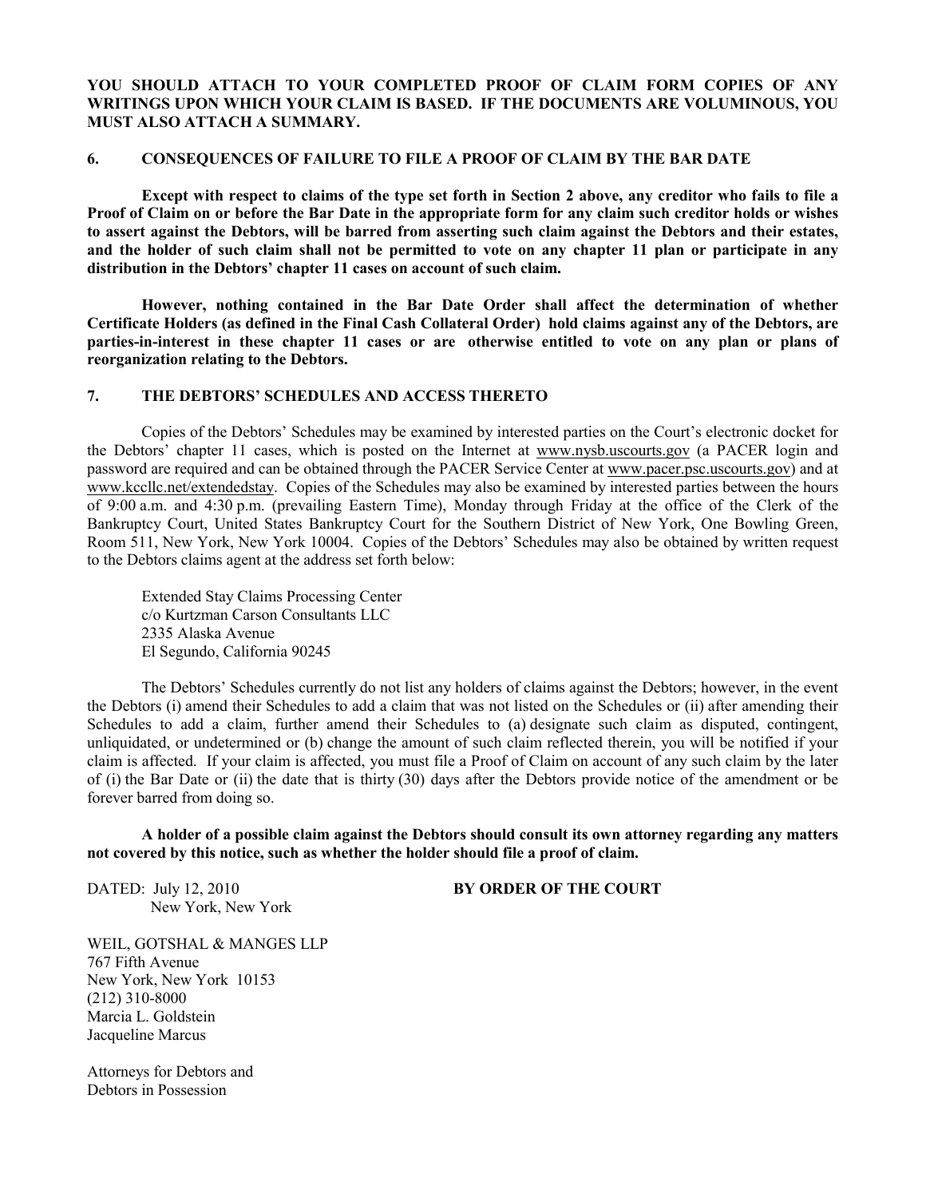**YOU SHOULD ATTACH TO YOUR COMPLETED PROOF OF CLAIM FORM COPIES OF ANY WRITINGS UPON WHICH YOUR CLAIM IS BASED. IF THE DOCUMENTS ARE VOLUMINOUS, YOU MUST ALSO ATTACH A SUMMARY.**

## 6. CONSEQUENCES OF FAILURE TO FILE A PROOF OF CLAIM BY THE BAR DATE

**Except with respect to claims of the type set forth in Section 2 above, any creditor who fails to file a Proof of Claim on or before the Bar Date in the appropriate form for any claim such creditor holds or wishes to assert against the Debtors, will be barred from asserting such claim against the Debtors and their estates, and the holder of such claim shall not be permitted to vote on any chapter 11 plan or participate in any distribution in the Debtors' chapter 11 cases on account of such claim.**

**However, nothing contained in the Bar Date Order shall affect the determination of whether Certificate Holders (as defined in the Final Cash Collateral Order) hold claims against any of the Debtors, are parties-in-interest in these chapter 11 cases or are otherwise entitled to vote on any plan or plans of reorganization relating to the Debtors.**

## 7. THE DEBTORS' SCHEDULES AND ACCESS THERETO

Copies of the Debtors' Schedules may be examined by interested parties on the Court's electronic docket for the Debtors' chapter 11 cases, which is posted on the Internet at www.nysb.uscourts.gov (a PACER login and password are required and can be obtained through the PACER Service Center at www.pacer.psc.uscourts.gov) and at www.kccllc.net/extendedstay. Copies of the Schedules may also be examined by interested parties between the hours of 9:00 a.m. and 4:30 p.m. (prevailing Eastern Time), Monday through Friday at the office of the Clerk of the Bankruptcy Court, United States Bankruptcy Court for the Southern District of New York, One Bowling Green, Room 511, New York, New York 10004. Copies of the Debtors' Schedules may also be obtained by written request to the Debtors claims agent at the address set forth below:

Extended Stay Claims Processing Center
c/o Kurtzman Carson Consultants LLC
2335 Alaska Avenue
El Segundo, California 90245

The Debtors' Schedules currently do not list any holders of claims against the Debtors; however, in the event the Debtors (i) amend their Schedules to add a claim that was not listed on the Schedules or (ii) after amending their Schedules to add a claim, further amend their Schedules to (a) designate such claim as disputed, contingent, unliquidated, or undetermined or (b) change the amount of such claim reflected therein, you will be notified if your claim is affected. If your claim is affected, you must file a Proof of Claim on account of any such claim by the later of (i) the Bar Date or (ii) the date that is thirty (30) days after the Debtors provide notice of the amendment or be forever barred from doing so.

**A holder of a possible claim against the Debtors should consult its own attorney regarding any matters not covered by this notice, such as whether the holder should file a proof of claim.**

DATED: July 12, 2010
New York, New York

**BY ORDER OF THE COURT**

WEIL, GOTSHAL & MANGES LLP
767 Fifth Avenue
New York, New York 10153
(212) 310-8000
Marcia L. Goldstein
Jacqueline Marcus

Attorneys for Debtors and
Debtors in Possession